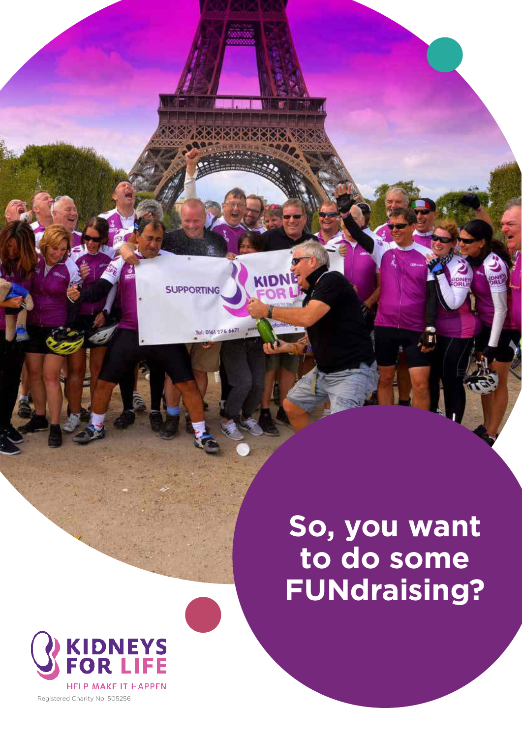# So, you want to do some FUNdraising?

KIDNEYS FOR LIFE

HELP MAKE IT HAPPEN

Registered Charity No: 505256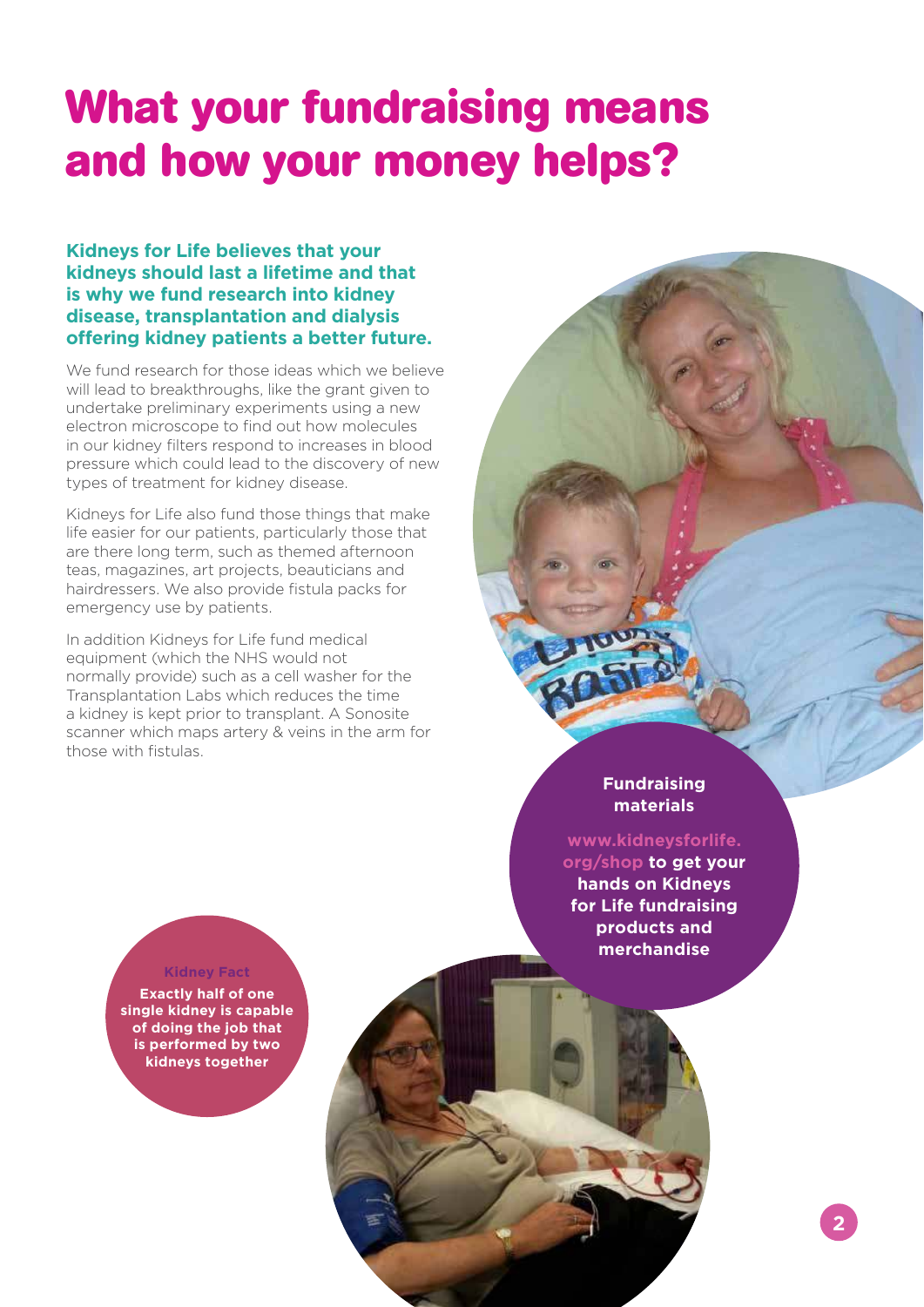# What your fundraising means and how your money helps?

**Kidneys for Life believes that your kidneys should last a lifetime and that is why we fund research into kidney disease, transplantation and dialysis offering kidney patients a better future.**

We fund research for those ideas which we believe will lead to breakthroughs, like the grant given to undertake preliminary experiments using a new electron microscope to find out how molecules in our kidney filters respond to increases in blood pressure which could lead to the discovery of new types of treatment for kidney disease.

Kidneys for Life also fund those things that make life easier for our patients, particularly those that are there long term, such as themed afternoon teas, magazines, art projects, beauticians and hairdressers. We also provide fistula packs for emergency use by patients.

In addition Kidneys for Life fund medical equipment (which the NHS would not normally provide) such as a cell washer for the Transplantation Labs which reduces the time a kidney is kept prior to transplant. A Sonosite scanner which maps artery & veins in the arm for those with fistulas.

**Fundraising materials**

**www.kidneysforlife.org/shop to get your hands on Kidneys for Life fundraising products and merchandise**

**Kidney Fact**

**Exactly half of one single kidney is capable of doing the job that is performed by two kidneys together**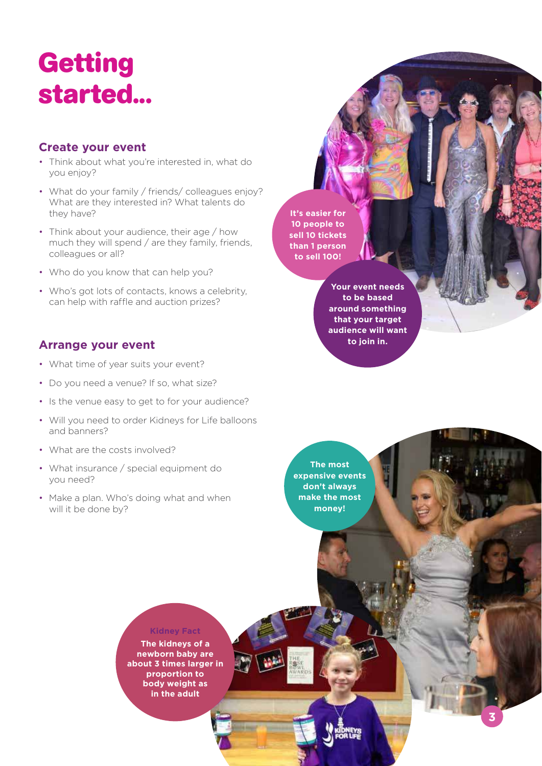# Getting started...

## Create your event

- Think about what you're interested in, what do you enjoy?
- What do your family / friends/ colleagues enjoy? What are they interested in? What talents do they have?
- Think about your audience, their age / how much they will spend / are they family, friends, colleagues or all?
- Who do you know that can help you?
- Who's got lots of contacts, knows a celebrity, can help with raffle and auction prizes?

## Arrange your event

- What time of year suits your event?
- Do you need a venue? If so, what size?
- Is the venue easy to get to for your audience?
- Will you need to order Kidneys for Life balloons and banners?
- What are the costs involved?
- What insurance / special equipment do you need?
- Make a plan. Who's doing what and when will it be done by?

**It's easier for 10 people to sell 10 tickets than 1 person to sell 100!**

**Your event needs to be based around something that your target audience will want to join in.**

**The most expensive events don't always make the most money!**

**Kidney Fact**

**The kidneys of a newborn baby are about 3 times larger in proportion to body weight as in the adult**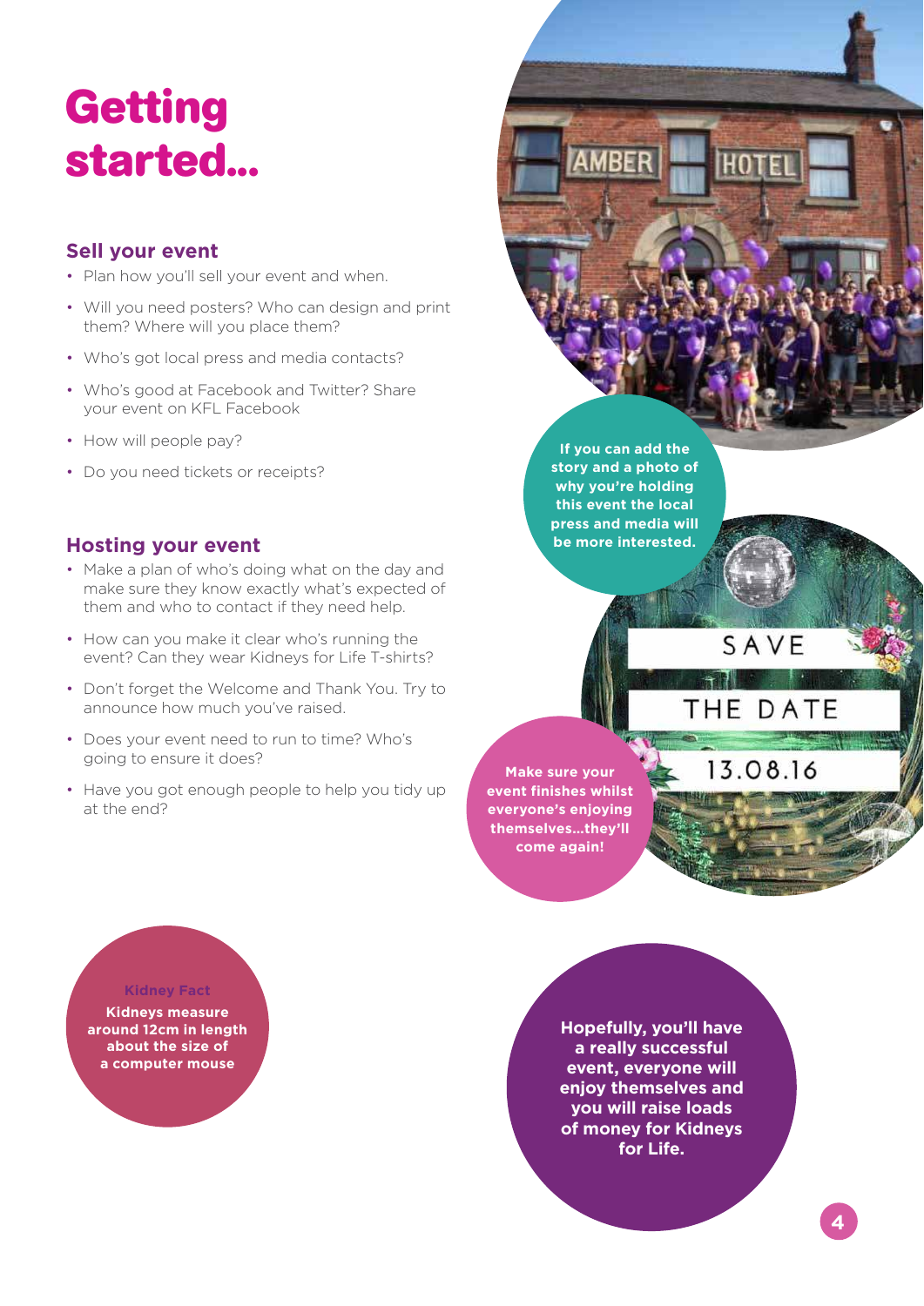# Getting started...

## Sell your event

- Plan how you'll sell your event and when.
- Will you need posters? Who can design and print them? Where will you place them?
- Who's got local press and media contacts?
- Who's good at Facebook and Twitter? Share your event on KFL Facebook
- How will people pay?
- Do you need tickets or receipts?

## Hosting your event

- Make a plan of who's doing what on the day and make sure they know exactly what's expected of them and who to contact if they need help.
- How can you make it clear who's running the event? Can they wear Kidneys for Life T-shirts?
- Don't forget the Welcome and Thank You. Try to announce how much you've raised.
- Does your event need to run to time? Who's going to ensure it does?
- Have you got enough people to help you tidy up at the end?

**If you can add the story and a photo of why you're holding this event the local press and media will be more interested.**

**Make sure your event finishes whilst everyone's enjoying themselves...they'll come again!**

**Kidney Fact**

**Kidneys measure around 12cm in length about the size of a computer mouse**

**Hopefully, you'll have a really successful event, everyone will enjoy themselves and you will raise loads of money for Kidneys for Life.**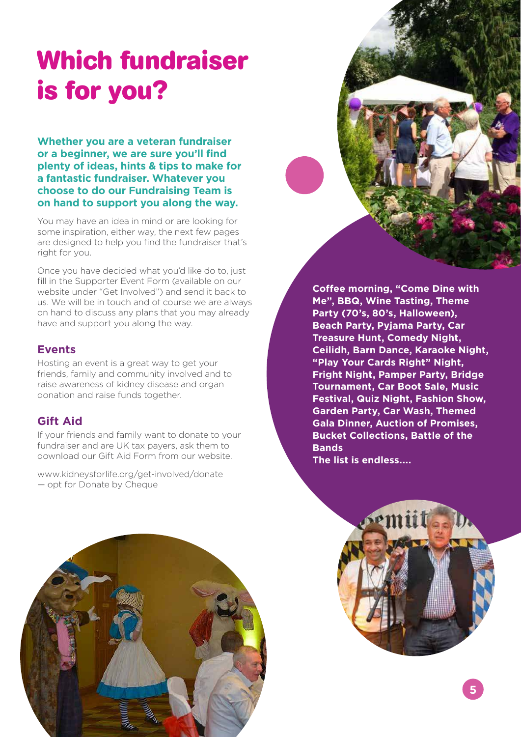# Which fundraiser is for you?

**Whether you are a veteran fundraiser or a beginner, we are sure you'll find plenty of ideas, hints & tips to make for a fantastic fundraiser. Whatever you choose to do our Fundraising Team is on hand to support you along the way.**

You may have an idea in mind or are looking for some inspiration, either way, the next few pages are designed to help you find the fundraiser that's right for you.

Once you have decided what you'd like do to, just fill in the Supporter Event Form (available on our website under "Get Involved") and send it back to us. We will be in touch and of course we are always on hand to discuss any plans that you may already have and support you along the way.

## Events

Hosting an event is a great way to get your friends, family and community involved and to raise awareness of kidney disease and organ donation and raise funds together.

## Gift Aid

If your friends and family want to donate to your fundraiser and are UK tax payers, ask them to download our Gift Aid Form from our website.

www.kidneysforlife.org/get-involved/donate — opt for Donate by Cheque

**Coffee morning, "Come Dine with Me", BBQ, Wine Tasting, Theme Party (70's, 80's, Halloween), Beach Party, Pyjama Party, Car Treasure Hunt, Comedy Night, Ceilidh, Barn Dance, Karaoke Night, "Play Your Cards Right" Night, Fright Night, Pamper Party, Bridge Tournament, Car Boot Sale, Music Festival, Quiz Night, Fashion Show, Garden Party, Car Wash, Themed Gala Dinner, Auction of Promises, Bucket Collections, Battle of the Bands**

**The list is endless....**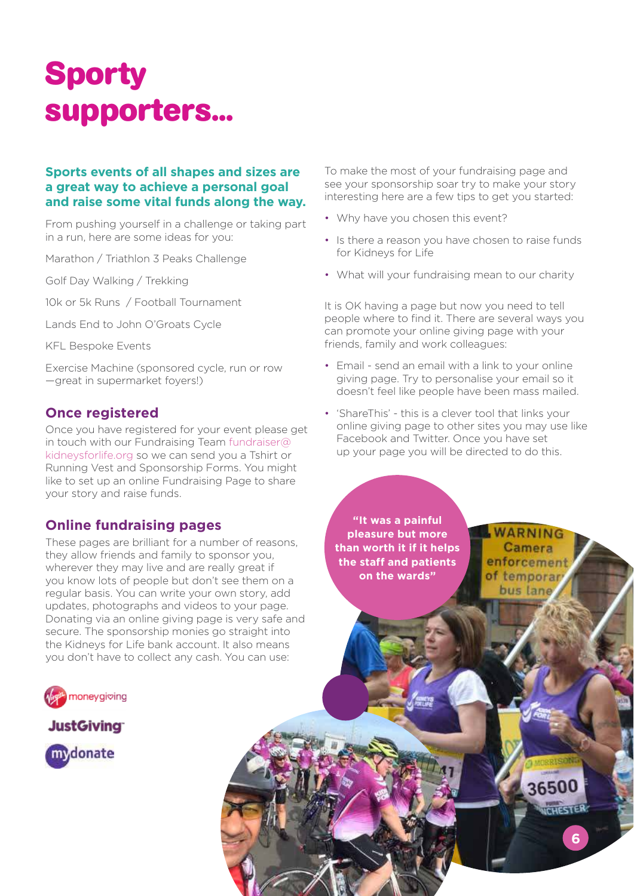# Sporty supporters...

**Sports events of all shapes and sizes are a great way to achieve a personal goal and raise some vital funds along the way.**

From pushing yourself in a challenge or taking part in a run, here are some ideas for you:

Marathon / Triathlon 3 Peaks Challenge

Golf Day Walking / Trekking

10k or 5k Runs / Football Tournament

Lands End to John O'Groats Cycle

KFL Bespoke Events

Exercise Machine (sponsored cycle, run or row —great in supermarket foyers!)

## Once registered

Once you have registered for your event please get in touch with our Fundraising Team fundraiser@kidneysforlife.org so we can send you a Tshirt or Running Vest and Sponsorship Forms. You might like to set up an online Fundraising Page to share your story and raise funds.

## Online fundraising pages

These pages are brilliant for a number of reasons, they allow friends and family to sponsor you, wherever they may live and are really great if you know lots of people but don't see them on a regular basis. You can write your own story, add updates, photographs and videos to your page. Donating via an online giving page is very safe and secure. The sponsorship monies go straight into the Kidneys for Life bank account. It also means you don't have to collect any cash. You can use:

moneygiving

JustGiving

mydonate

To make the most of your fundraising page and see your sponsorship soar try to make your story interesting here are a few tips to get you started:

- Why have you chosen this event?
- Is there a reason you have chosen to raise funds for Kidneys for Life
- What will your fundraising mean to our charity

It is OK having a page but now you need to tell people where to find it. There are several ways you can promote your online giving page with your friends, family and work colleagues:

- Email - send an email with a link to your online giving page. Try to personalise your email so it doesn't feel like people have been mass mailed.
- 'ShareThis' - this is a clever tool that links your online giving page to other sites you may use like Facebook and Twitter. Once you have set up your page you will be directed to do this.

**"It was a painful pleasure but more than worth it if it helps the staff and patients on the wards"**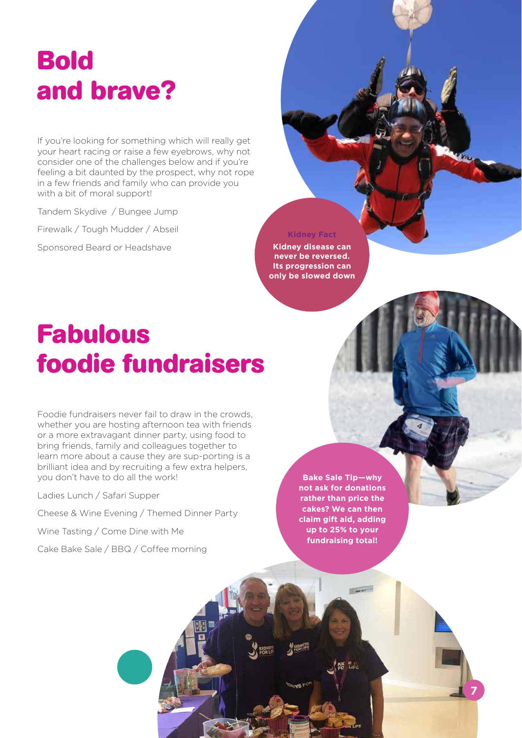# Bold and brave?

If you're looking for something which will really get your heart racing or raise a few eyebrows, why not consider one of the challenges below and if you're feeling a bit daunted by the prospect, why not rope in a few friends and family who can provide you with a bit of moral support!

Tandem Skydive / Bungee Jump

Firewalk / Tough Mudder / Abseil

Sponsored Beard or Headshave

**Kidney Fact**

**Kidney disease can never be reversed. Its progression can only be slowed down**

# Fabulous foodie fundraisers

Foodie fundraisers never fail to draw in the crowds, whether you are hosting afternoon tea with friends or a more extravagant dinner party, using food to bring friends, family and colleagues together to learn more about a cause they are sup-porting is a brilliant idea and by recruiting a few extra helpers, you don't have to do all the work!

Ladies Lunch / Safari Supper

Cheese & Wine Evening / Themed Dinner Party

Wine Tasting / Come Dine with Me

Cake Bake Sale / BBQ / Coffee morning

**Bake Sale Tip—why not ask for donations rather than price the cakes? We can then claim gift aid, adding up to 25% to your fundraising total!**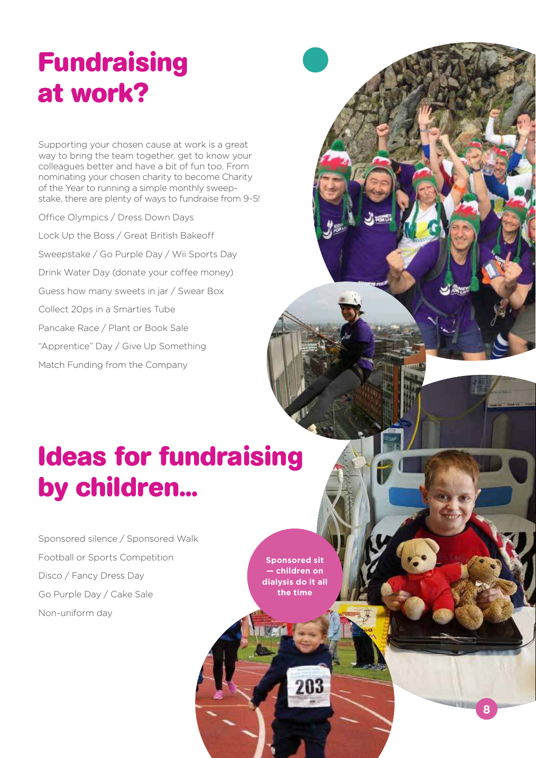# Fundraising at work?

Supporting your chosen cause at work is a great way to bring the team together, get to know your colleagues better and have a bit of fun too. From nominating your chosen charity to become Charity of the Year to running a simple monthly sweepstake, there are plenty of ways to fundraise from 9-5!

Office Olympics / Dress Down Days

Lock Up the Boss / Great British Bakeoff

Sweepstake / Go Purple Day / Wii Sports Day

Drink Water Day (donate your coffee money)

Guess how many sweets in jar / Swear Box

Collect 20ps in a Smarties Tube

Pancake Race / Plant or Book Sale

"Apprentice" Day / Give Up Something

Match Funding from the Company

# Ideas for fundraising by children...

Sponsored silence / Sponsored Walk

Football or Sports Competition

Disco / Fancy Dress Day

Go Purple Day / Cake Sale

Non-uniform day

**Sponsored sit — children on dialysis do it all the time**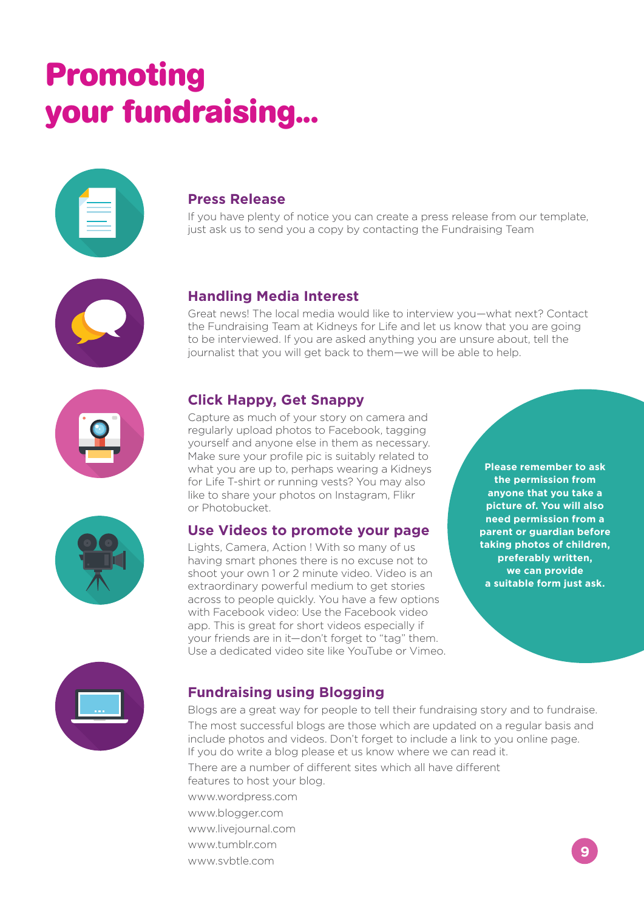# Promoting your fundraising...

## Press Release

If you have plenty of notice you can create a press release from our template, just ask us to send you a copy by contacting the Fundraising Team

## Handling Media Interest

Great news! The local media would like to interview you—what next? Contact the Fundraising Team at Kidneys for Life and let us know that you are going to be interviewed. If you are asked anything you are unsure about, tell the journalist that you will get back to them—we will be able to help.

## Click Happy, Get Snappy

Capture as much of your story on camera and regularly upload photos to Facebook, tagging yourself and anyone else in them as necessary. Make sure your profile pic is suitably related to what you are up to, perhaps wearing a Kidneys for Life T-shirt or running vests? You may also like to share your photos on Instagram, Flikr or Photobucket.

## Use Videos to promote your page

Lights, Camera, Action ! With so many of us having smart phones there is no excuse not to shoot your own 1 or 2 minute video. Video is an extraordinary powerful medium to get stories across to people quickly. You have a few options with Facebook video: Use the Facebook video app. This is great for short videos especially if your friends are in it—don't forget to "tag" them. Use a dedicated video site like YouTube or Vimeo.

**Please remember to ask the permission from anyone that you take a picture of. You will also need permission from a parent or guardian before taking photos of children, preferably written, we can provide a suitable form just ask.**

## Fundraising using Blogging

Blogs are a great way for people to tell their fundraising story and to fundraise.

The most successful blogs are those which are updated on a regular basis and include photos and videos. Don't forget to include a link to you online page. If you do write a blog please et us know where we can read it.

There are a number of different sites which all have different features to host your blog.

www.wordpress.com

www.blogger.com

www.livejournal.com

www.tumblr.com

www.svbtle.com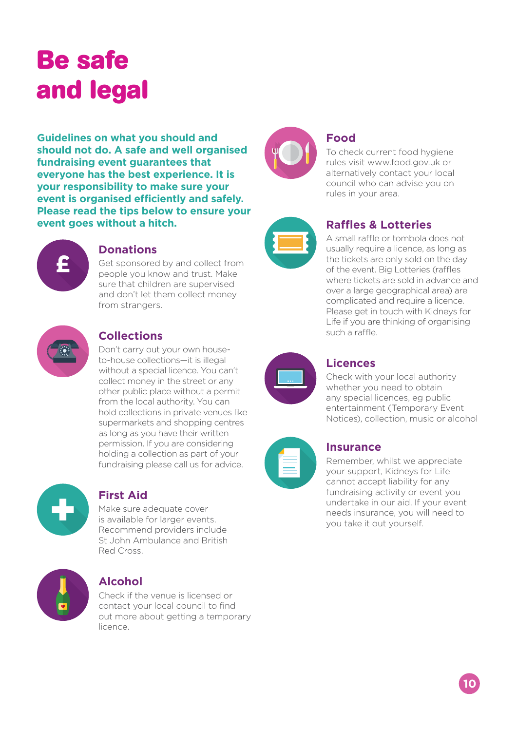# Be safe and legal

**Guidelines on what you should and should not do. A safe and well organised fundraising event guarantees that everyone has the best experience. It is your responsibility to make sure your event is organised efficiently and safely. Please read the tips below to ensure your event goes without a hitch.**

## Donations

Get sponsored by and collect from people you know and trust. Make sure that children are supervised and don't let them collect money from strangers.

## Collections

Don't carry out your own house-to-house collections—it is illegal without a special licence. You can't collect money in the street or any other public place without a permit from the local authority. You can hold collections in private venues like supermarkets and shopping centres as long as you have their written permission. If you are considering holding a collection as part of your fundraising please call us for advice.

## First Aid

Make sure adequate cover is available for larger events. Recommend providers include St John Ambulance and British Red Cross.

## Alcohol

Check if the venue is licensed or contact your local council to find out more about getting a temporary licence.

## Food

To check current food hygiene rules visit www.food.gov.uk or alternatively contact your local council who can advise you on rules in your area.

## Raffles & Lotteries

A small raffle or tombola does not usually require a licence, as long as the tickets are only sold on the day of the event. Big Lotteries (raffles where tickets are sold in advance and over a large geographical area) are complicated and require a licence. Please get in touch with Kidneys for Life if you are thinking of organising such a raffle.

## Licences

Check with your local authority whether you need to obtain any special licences, eg public entertainment (Temporary Event Notices), collection, music or alcohol

## Insurance

Remember, whilst we appreciate your support, Kidneys for Life cannot accept liability for any fundraising activity or event you undertake in our aid. If your event needs insurance, you will need to you take it out yourself.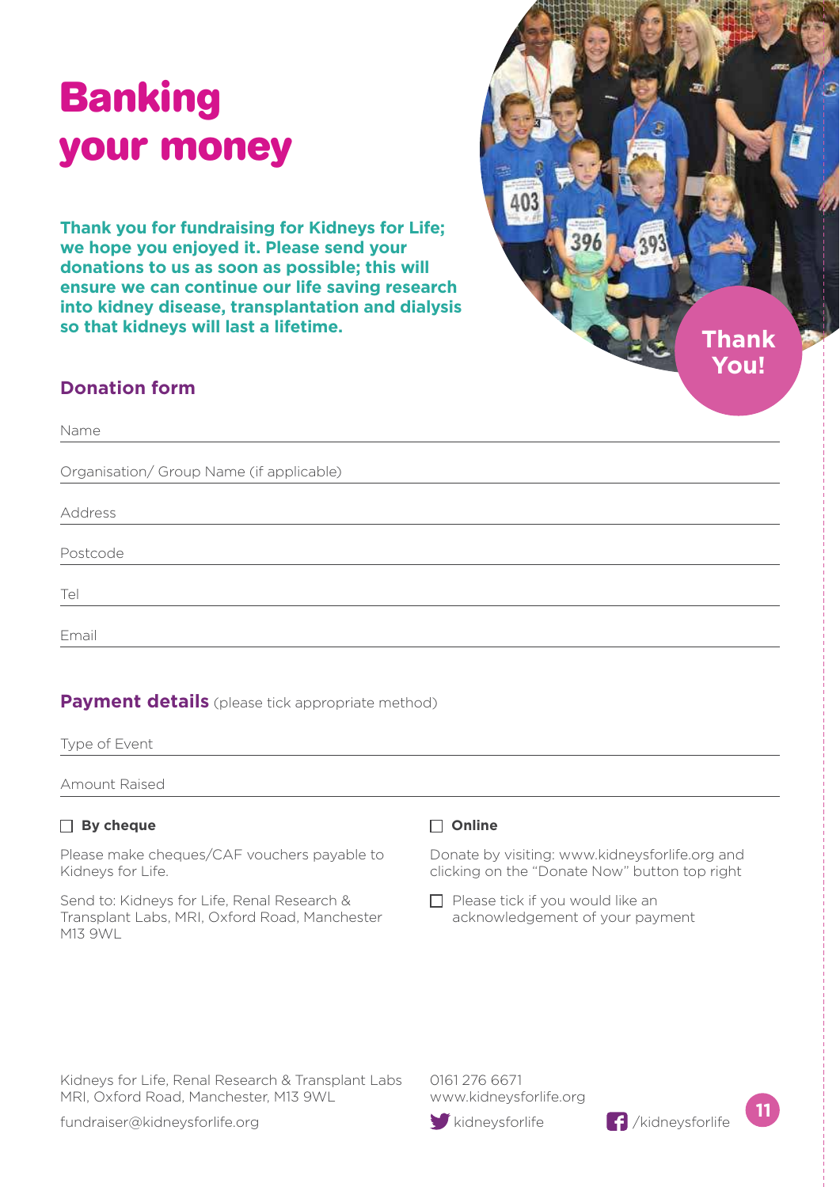# Banking your money

**Thank you for fundraising for Kidneys for Life; we hope you enjoyed it. Please send your donations to us as soon as possible; this will ensure we can continue our life saving research into kidney disease, transplantation and dialysis so that kidneys will last a lifetime.**

**Thank You!**

## Donation form

Name

Organisation/ Group Name (if applicable)

Address

Postcode

Tel

Email

## Payment details (please tick appropriate method)

Type of Event

Amount Raised

☐ **By cheque**

Please make cheques/CAF vouchers payable to Kidneys for Life.

Send to: Kidneys for Life, Renal Research & Transplant Labs, MRI, Oxford Road, Manchester M13 9WL

☐ **Online**

Donate by visiting: www.kidneysforlife.org and clicking on the "Donate Now" button top right

☐ Please tick if you would like an acknowledgement of your payment

Kidneys for Life, Renal Research & Transplant Labs MRI, Oxford Road, Manchester, M13 9WL

fundraiser@kidneysforlife.org

0161 276 6671
www.kidneysforlife.org

kidneysforlife

/kidneysforlife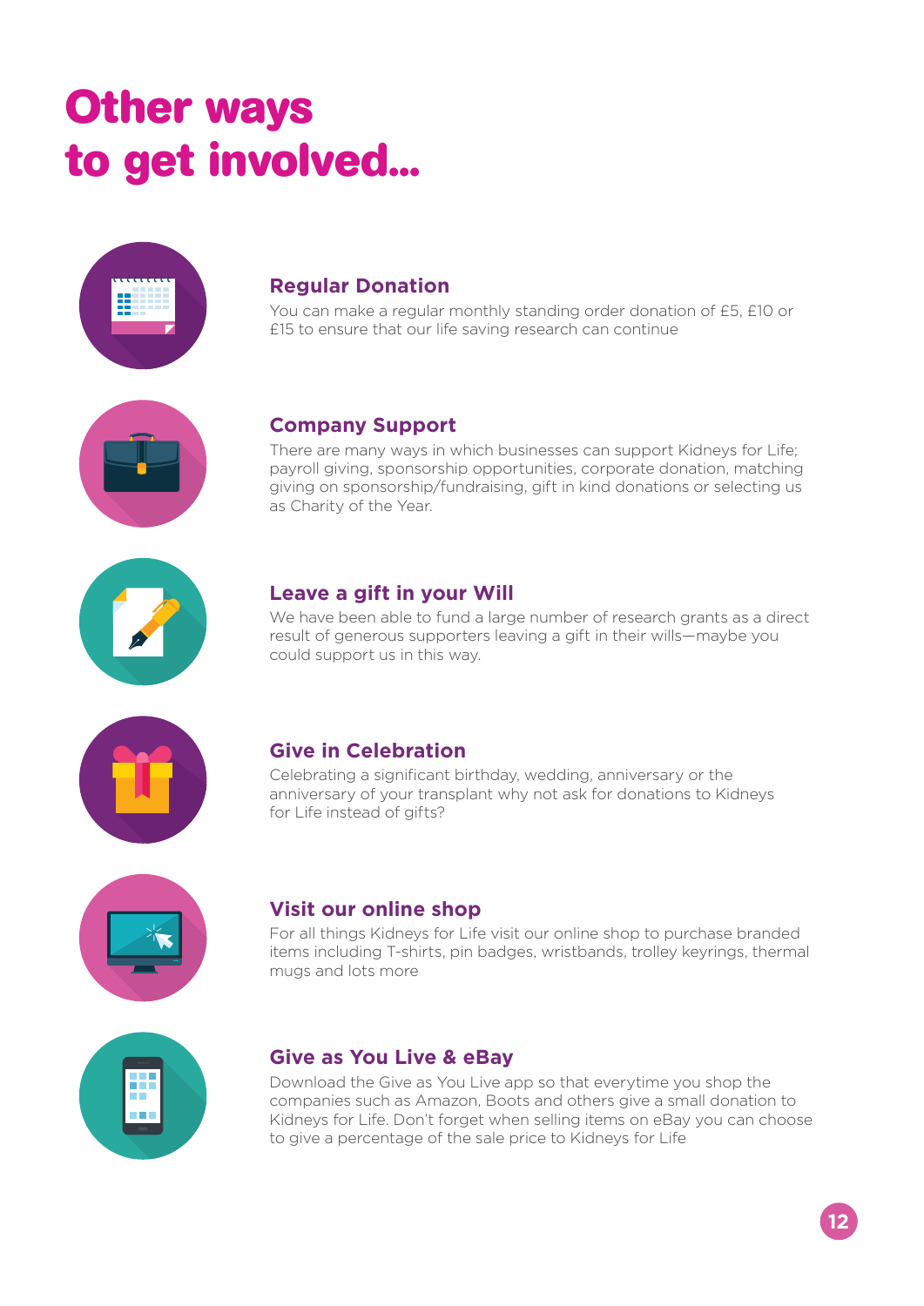# Other ways to get involved...

## Regular Donation

You can make a regular monthly standing order donation of £5, £10 or £15 to ensure that our life saving research can continue

## Company Support

There are many ways in which businesses can support Kidneys for Life; payroll giving, sponsorship opportunities, corporate donation, matching giving on sponsorship/fundraising, gift in kind donations or selecting us as Charity of the Year.

## Leave a gift in your Will

We have been able to fund a large number of research grants as a direct result of generous supporters leaving a gift in their wills—maybe you could support us in this way.

## Give in Celebration

Celebrating a significant birthday, wedding, anniversary or the anniversary of your transplant why not ask for donations to Kidneys for Life instead of gifts?

## Visit our online shop

For all things Kidneys for Life visit our online shop to purchase branded items including T-shirts, pin badges, wristbands, trolley keyrings, thermal mugs and lots more

## Give as You Live & eBay

Download the Give as You Live app so that everytime you shop the companies such as Amazon, Boots and others give a small donation to Kidneys for Life. Don't forget when selling items on eBay you can choose to give a percentage of the sale price to Kidneys for Life